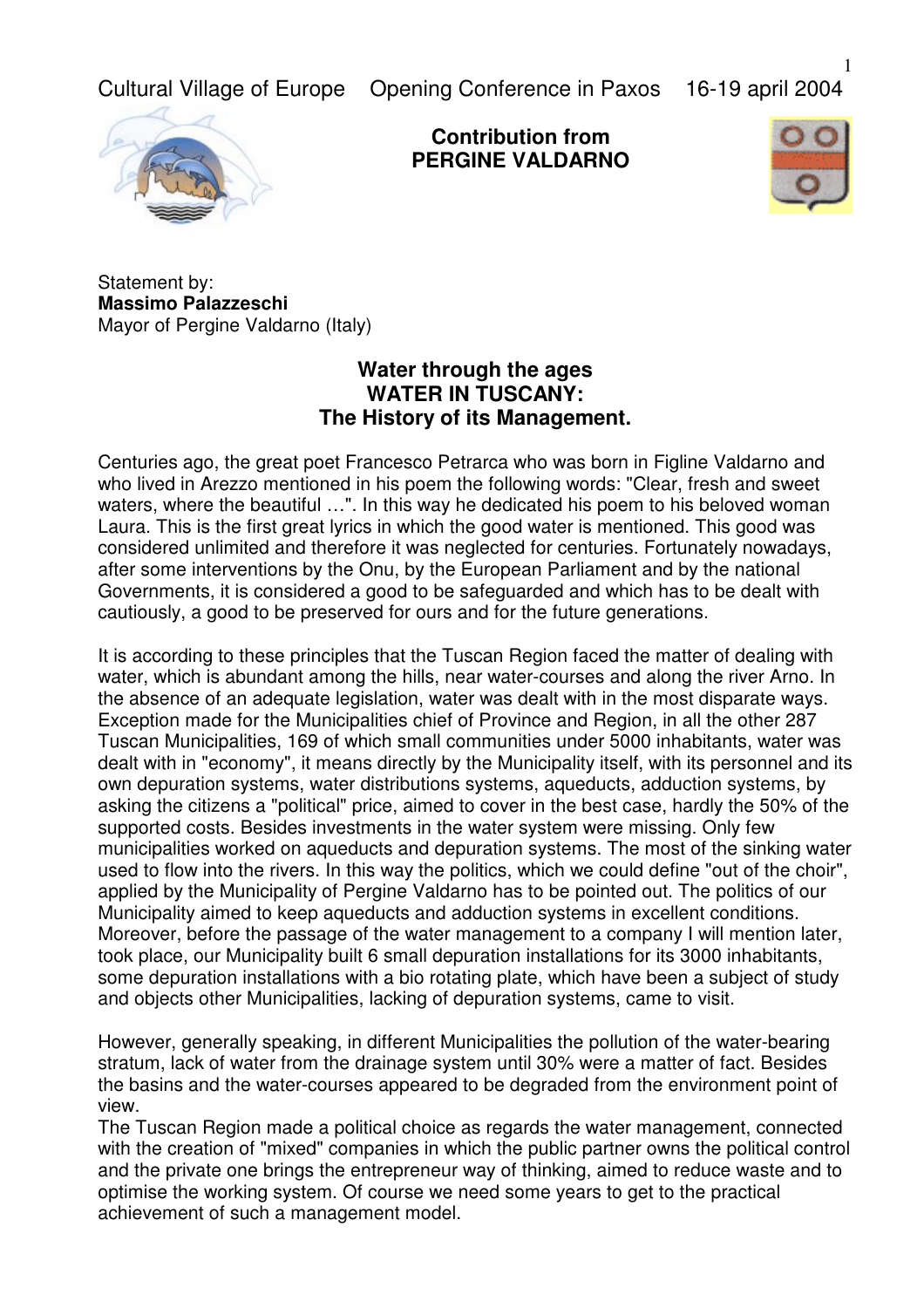Cultural Village of Europe    Opening Conference in Paxos    16-19 april 2004

**Contribution from**
**PERGINE VALDARNO**

Statement by:
**Massimo Palazzeschi**
Mayor of Pergine Valdarno (Italy)

## Water through the ages
## WATER IN TUSCANY:
## The History of its Management.

Centuries ago, the great poet Francesco Petrarca who was born in Figline Valdarno and who lived in Arezzo mentioned in his poem the following words: "Clear, fresh and sweet waters, where the beautiful …". In this way he dedicated his poem to his beloved woman Laura. This is the first great lyrics in which the good water is mentioned. This good was considered unlimited and therefore it was neglected for centuries. Fortunately nowadays, after some interventions by the Onu, by the European Parliament and by the national Governments, it is considered a good to be safeguarded and which has to be dealt with cautiously, a good to be preserved for ours and for the future generations.

It is according to these principles that the Tuscan Region faced the matter of dealing with water, which is abundant among the hills, near water-courses and along the river Arno. In the absence of an adequate legislation, water was dealt with in the most disparate ways. Exception made for the Municipalities chief of Province and Region, in all the other 287 Tuscan Municipalities, 169 of which small communities under 5000 inhabitants, water was dealt with in "economy", it means directly by the Municipality itself, with its personnel and its own depuration systems, water distributions systems, aqueducts, adduction systems, by asking the citizens a "political" price, aimed to cover in the best case, hardly the 50% of the supported costs. Besides investments in the water system were missing. Only few municipalities worked on aqueducts and depuration systems. The most of the sinking water used to flow into the rivers. In this way the politics, which we could define "out of the choir", applied by the Municipality of Pergine Valdarno has to be pointed out. The politics of our Municipality aimed to keep aqueducts and adduction systems in excellent conditions. Moreover, before the passage of the water management to a company I will mention later, took place, our Municipality built 6 small depuration installations for its 3000 inhabitants, some depuration installations with a bio rotating plate, which have been a subject of study and objects other Municipalities, lacking of depuration systems, came to visit.

However, generally speaking, in different Municipalities the pollution of the water-bearing stratum, lack of water from the drainage system until 30% were a matter of fact. Besides the basins and the water-courses appeared to be degraded from the environment point of view.
The Tuscan Region made a political choice as regards the water management, connected with the creation of "mixed" companies in which the public partner owns the political control and the private one brings the entrepreneur way of thinking, aimed to reduce waste and to optimise the working system. Of course we need some years to get to the practical achievement of such a management model.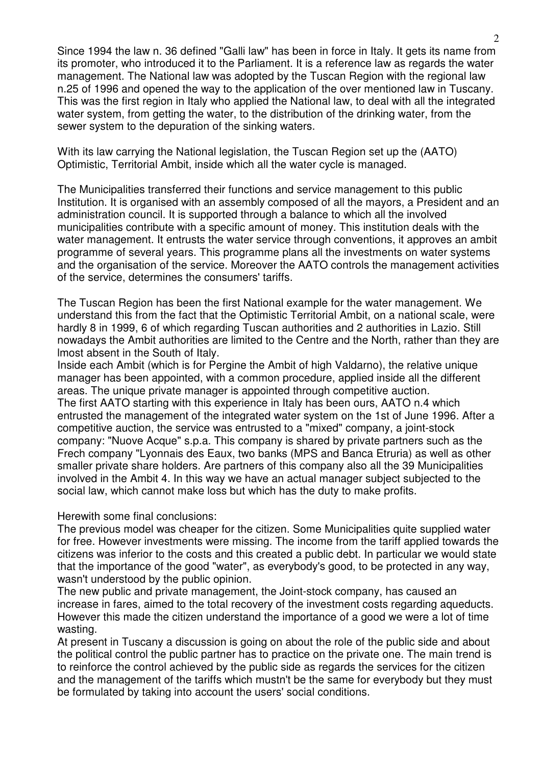Since 1994 the law n. 36 defined "Galli law" has been in force in Italy. It gets its name from its promoter, who introduced it to the Parliament. It is a reference law as regards the water management. The National law was adopted by the Tuscan Region with the regional law n.25 of 1996 and opened the way to the application of the over mentioned law in Tuscany. This was the first region in Italy who applied the National law, to deal with all the integrated water system, from getting the water, to the distribution of the drinking water, from the sewer system to the depuration of the sinking waters.

With its law carrying the National legislation, the Tuscan Region set up the (AATO) Optimistic, Territorial Ambit, inside which all the water cycle is managed.

The Municipalities transferred their functions and service management to this public Institution. It is organised with an assembly composed of all the mayors, a President and an administration council. It is supported through a balance to which all the involved municipalities contribute with a specific amount of money. This institution deals with the water management. It entrusts the water service through conventions, it approves an ambit programme of several years. This programme plans all the investments on water systems and the organisation of the service. Moreover the AATO controls the management activities of the service, determines the consumers' tariffs.

The Tuscan Region has been the first National example for the water management. We understand this from the fact that the Optimistic Territorial Ambit, on a national scale, were hardly 8 in 1999, 6 of which regarding Tuscan authorities and 2 authorities in Lazio. Still nowadays the Ambit authorities are limited to the Centre and the North, rather than they are lmost absent in the South of Italy.
Inside each Ambit (which is for Pergine the Ambit of high Valdarno), the relative unique manager has been appointed, with a common procedure, applied inside all the different areas. The unique private manager is appointed through competitive auction.
The first AATO starting with this experience in Italy has been ours, AATO n.4 which entrusted the management of the integrated water system on the 1st of June 1996. After a competitive auction, the service was entrusted to a "mixed" company, a joint-stock company: "Nuove Acque" s.p.a. This company is shared by private partners such as the Frech company "Lyonnais des Eaux, two banks (MPS and Banca Etruria) as well as other smaller private share holders. Are partners of this company also all the 39 Municipalities involved in the Ambit 4. In this way we have an actual manager subject subjected to the social law, which cannot make loss but which has the duty to make profits.

Herewith some final conclusions:
The previous model was cheaper for the citizen. Some Municipalities quite supplied water for free. However investments were missing. The income from the tariff applied towards the citizens was inferior to the costs and this created a public debt. In particular we would state that the importance of the good "water", as everybody's good, to be protected in any way, wasn't understood by the public opinion.
The new public and private management, the Joint-stock company, has caused an increase in fares, aimed to the total recovery of the investment costs regarding aqueducts. However this made the citizen understand the importance of a good we were a lot of time wasting.
At present in Tuscany a discussion is going on about the role of the public side and about the political control the public partner has to practice on the private one. The main trend is to reinforce the control achieved by the public side as regards the services for the citizen and the management of the tariffs which mustn't be the same for everybody but they must be formulated by taking into account the users' social conditions.